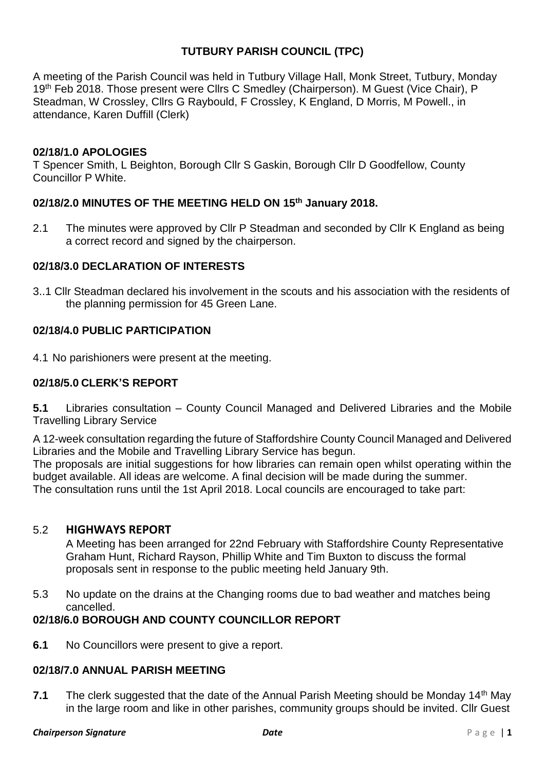# TUTBURY PARISH COUNCIL (TPC)

A meeting of the Parish Council was held in Tutbury Village Hall, Monk Street, Tutbury, Monday 19th Feb 2018. Those present were Cllrs C Smedley (Chairperson). M Guest (Vice Chair), P Steadman, W Crossley, Cllrs G Raybould, F Crossley, K England, D Morris, M Powell., in attendance, Karen Duffill (Clerk)

## 02/18/1.0 APOLOGIES

T Spencer Smith, L Beighton, Borough Cllr S Gaskin, Borough Cllr D Goodfellow, County Councillor P White.

## 02/18/2.0 MINUTES OF THE MEETING HELD ON 15th January 2018.

2.1 The minutes were approved by Cllr P Steadman and seconded by Cllr K England as being a correct record and signed by the chairperson.

## 02/18/3.0 DECLARATION OF INTERESTS

3..1 Cllr Steadman declared his involvement in the scouts and his association with the residents of the planning permission for 45 Green Lane.

## 02/18/4.0 PUBLIC PARTICIPATION

4.1 No parishioners were present at the meeting.

## 02/18/5.0 CLERK'S REPORT

**5.1** Libraries consultation – County Council Managed and Delivered Libraries and the Mobile Travelling Library Service

A 12-week consultation regarding the future of Staffordshire County Council Managed and Delivered Libraries and the Mobile and Travelling Library Service has begun.

The proposals are initial suggestions for how libraries can remain open whilst operating within the budget available. All ideas are welcome. A final decision will be made during the summer.

The consultation runs until the 1st April 2018. Local councils are encouraged to take part:

5.2 **HIGHWAYS REPORT**

A Meeting has been arranged for 22nd February with Staffordshire County Representative Graham Hunt, Richard Rayson, Phillip White and Tim Buxton to discuss the formal proposals sent in response to the public meeting held January 9th.

5.3 No update on the drains at the Changing rooms due to bad weather and matches being cancelled.

## 02/18/6.0 BOROUGH AND COUNTY COUNCILLOR REPORT

**6.1** No Councillors were present to give a report.

## 02/18/7.0 ANNUAL PARISH MEETING

**7.1** The clerk suggested that the date of the Annual Parish Meeting should be Monday 14th May in the large room and like in other parishes, community groups should be invited. Cllr Guest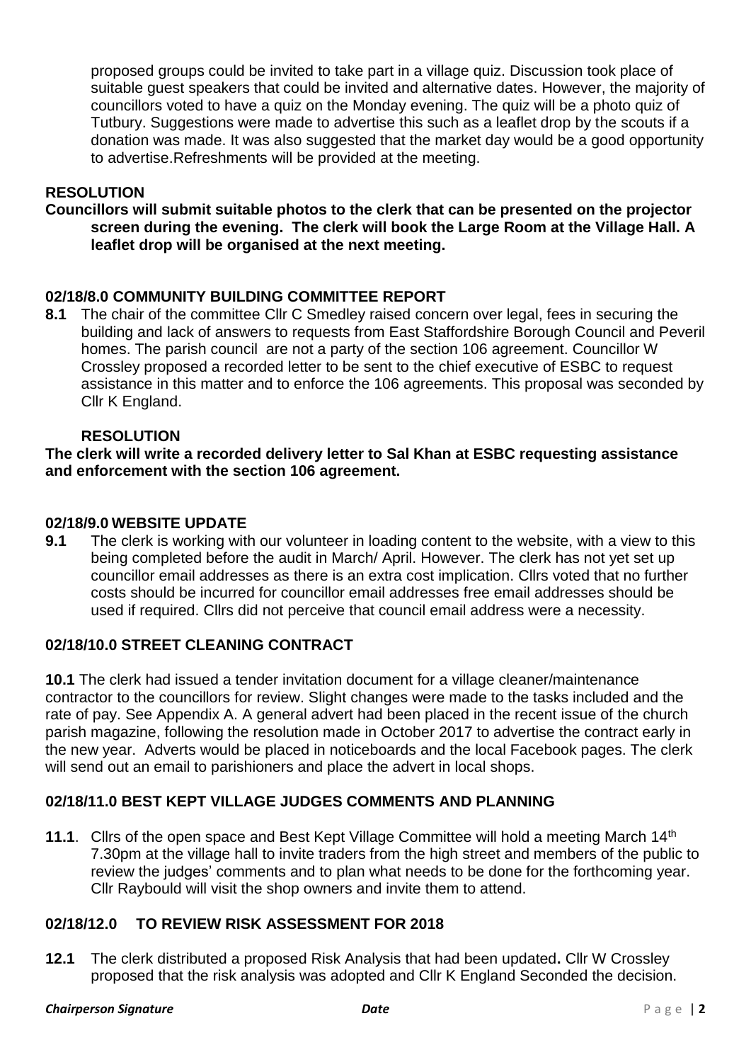proposed groups could be invited to take part in a village quiz. Discussion took place of suitable guest speakers that could be invited and alternative dates. However, the majority of councillors voted to have a quiz on the Monday evening. The quiz will be a photo quiz of Tutbury. Suggestions were made to advertise this such as a leaflet drop by the scouts if a donation was made. It was also suggested that the market day would be a good opportunity to advertise.Refreshments will be provided at the meeting.

**RESOLUTION**

**Councillors will submit suitable photos to the clerk that can be presented on the projector screen during the evening. The clerk will book the Large Room at the Village Hall. A leaflet drop will be organised at the next meeting.**

## 02/18/8.0 COMMUNITY BUILDING COMMITTEE REPORT

**8.1** The chair of the committee Cllr C Smedley raised concern over legal, fees in securing the building and lack of answers to requests from East Staffordshire Borough Council and Peveril homes. The parish council are not a party of the section 106 agreement. Councillor W Crossley proposed a recorded letter to be sent to the chief executive of ESBC to request assistance in this matter and to enforce the 106 agreements. This proposal was seconded by Cllr K England.

**RESOLUTION**

**The clerk will write a recorded delivery letter to Sal Khan at ESBC requesting assistance and enforcement with the section 106 agreement.**

## 02/18/9.0 WEBSITE UPDATE

**9.1** The clerk is working with our volunteer in loading content to the website, with a view to this being completed before the audit in March/ April. However. The clerk has not yet set up councillor email addresses as there is an extra cost implication. Cllrs voted that no further costs should be incurred for councillor email addresses free email addresses should be used if required. Cllrs did not perceive that council email address were a necessity.

## 02/18/10.0 STREET CLEANING CONTRACT

**10.1** The clerk had issued a tender invitation document for a village cleaner/maintenance contractor to the councillors for review. Slight changes were made to the tasks included and the rate of pay. See Appendix A. A general advert had been placed in the recent issue of the church parish magazine, following the resolution made in October 2017 to advertise the contract early in the new year. Adverts would be placed in noticeboards and the local Facebook pages. The clerk will send out an email to parishioners and place the advert in local shops.

## 02/18/11.0 BEST KEPT VILLAGE JUDGES COMMENTS AND PLANNING

**11.1**. Cllrs of the open space and Best Kept Village Committee will hold a meeting March 14th 7.30pm at the village hall to invite traders from the high street and members of the public to review the judges' comments and to plan what needs to be done for the forthcoming year. Cllr Raybould will visit the shop owners and invite them to attend.

## 02/18/12.0 TO REVIEW RISK ASSESSMENT FOR 2018

**12.1** The clerk distributed a proposed Risk Analysis that had been updated**.** Cllr W Crossley proposed that the risk analysis was adopted and Cllr K England Seconded the decision.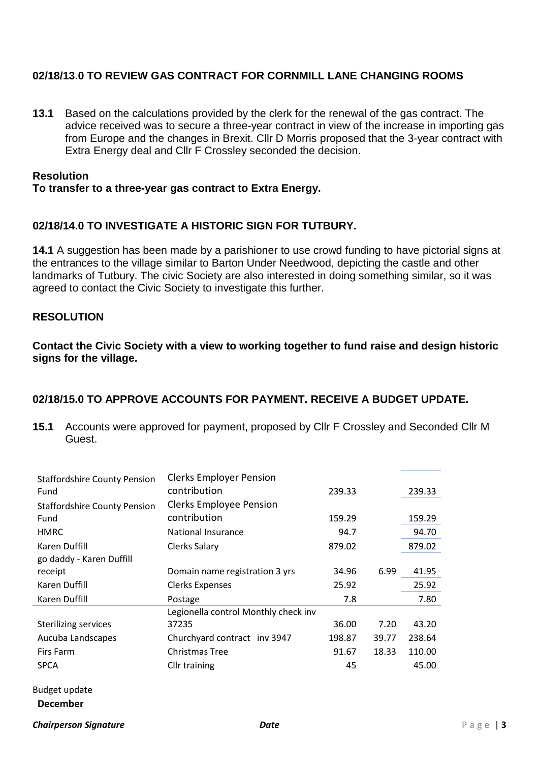### 02/18/13.0 TO REVIEW GAS CONTRACT FOR CORNMILL LANE CHANGING ROOMS

**13.1** Based on the calculations provided by the clerk for the renewal of the gas contract. The advice received was to secure a three-year contract in view of the increase in importing gas from Europe and the changes in Brexit. Cllr D Morris proposed that the 3-year contract with Extra Energy deal and Cllr F Crossley seconded the decision.

**Resolution**
**To transfer to a three-year gas contract to Extra Energy.**

### 02/18/14.0 TO INVESTIGATE A HISTORIC SIGN FOR TUTBURY.

**14.1** A suggestion has been made by a parishioner to use crowd funding to have pictorial signs at the entrances to the village similar to Barton Under Needwood, depicting the castle and other landmarks of Tutbury. The civic Society are also interested in doing something similar, so it was agreed to contact the Civic Society to investigate this further.

**RESOLUTION**

**Contact the Civic Society with a view to working together to fund raise and design historic signs for the village.**

### 02/18/15.0 TO APPROVE ACCOUNTS FOR PAYMENT. RECEIVE A BUDGET UPDATE.

**15.1** Accounts were approved for payment, proposed by Cllr F Crossley and Seconded Cllr M Guest.

| | | | | |
|---|---|---|---|---|
| Staffordshire County Pension Fund | Clerks Employer Pension contribution | 239.33 | | 239.33 |
| Staffordshire County Pension Fund | Clerks Employee Pension contribution | 159.29 | | 159.29 |
| HMRC | National Insurance | 94.7 | | 94.70 |
| Karen Duffill | Clerks Salary | 879.02 | | 879.02 |
| go daddy - Karen Duffill receipt | Domain name registration 3 yrs | 34.96 | 6.99 | 41.95 |
| Karen Duffill | Clerks Expenses | 25.92 | | 25.92 |
| Karen Duffill | Postage | 7.8 | | 7.80 |
| Sterilizing services | Legionella control Monthly check inv 37235 | 36.00 | 7.20 | 43.20 |
| Aucuba Landscapes | Churchyard contract inv 3947 | 198.87 | 39.77 | 238.64 |
| Firs Farm | Christmas Tree | 91.67 | 18.33 | 110.00 |
| SPCA | Cllr training | 45 | | 45.00 |

Budget update

**December**

***Chairperson Signature*** ***Date***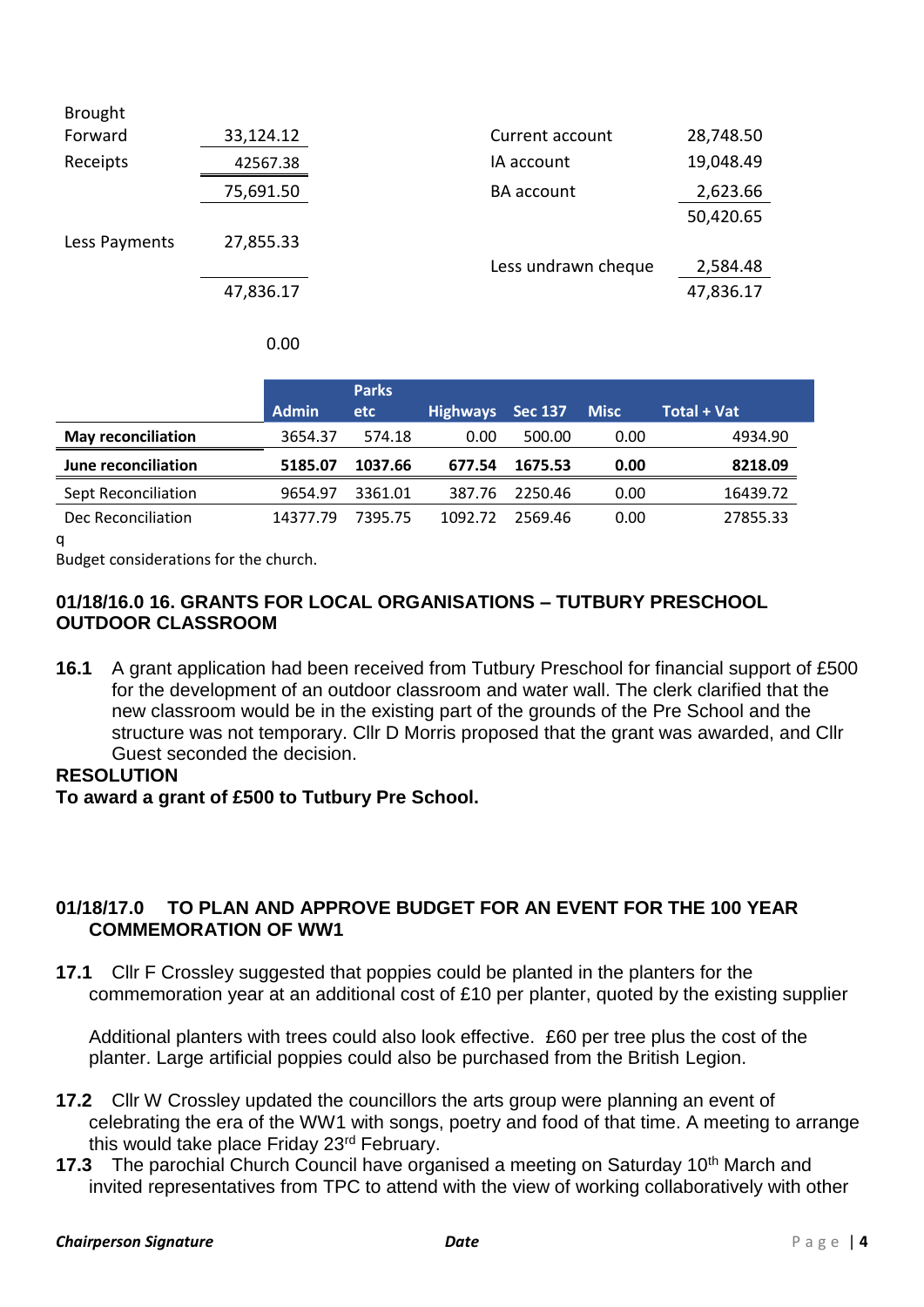| | | | |
|---|---|---|---|
| Brought Forward | 33,124.12 | Current account | 28,748.50 |
| Receipts | 42567.38 | IA account | 19,048.49 |
| | 75,691.50 | BA account | 2,623.66 |
| | | | 50,420.65 |
| Less Payments | 27,855.33 | | |
| | | Less undrawn cheque | 2,584.48 |
| | 47,836.17 | | 47,836.17 |

0.00

| | Admin | Parks etc | Highways | Sec 137 | Misc | Total + Vat |
|---|---|---|---|---|---|---|
| **May reconciliation** | 3654.37 | 574.18 | 0.00 | 500.00 | 0.00 | 4934.90 |
| **June reconciliation** | **5185.07** | **1037.66** | **677.54** | **1675.53** | **0.00** | **8218.09** |
| Sept Reconciliation | 9654.97 | 3361.01 | 387.76 | 2250.46 | 0.00 | 16439.72 |
| Dec Reconciliation | 14377.79 | 7395.75 | 1092.72 | 2569.46 | 0.00 | 27855.33 |

q

Budget considerations for the church.

### 01/18/16.0 16. GRANTS FOR LOCAL ORGANISATIONS – TUTBURY PRESCHOOL OUTDOOR CLASSROOM

**16.1** A grant application had been received from Tutbury Preschool for financial support of £500 for the development of an outdoor classroom and water wall. The clerk clarified that the new classroom would be in the existing part of the grounds of the Pre School and the structure was not temporary. Cllr D Morris proposed that the grant was awarded, and Cllr Guest seconded the decision.

**RESOLUTION**

**To award a grant of £500 to Tutbury Pre School.**

### 01/18/17.0 TO PLAN AND APPROVE BUDGET FOR AN EVENT FOR THE 100 YEAR COMMEMORATION OF WW1

**17.1** Cllr F Crossley suggested that poppies could be planted in the planters for the commemoration year at an additional cost of £10 per planter, quoted by the existing supplier

Additional planters with trees could also look effective. £60 per tree plus the cost of the planter. Large artificial poppies could also be purchased from the British Legion.

**17.2** Cllr W Crossley updated the councillors the arts group were planning an event of celebrating the era of the WW1 with songs, poetry and food of that time. A meeting to arrange this would take place Friday 23rd February.

**17.3** The parochial Church Council have organised a meeting on Saturday 10th March and invited representatives from TPC to attend with the view of working collaboratively with other

*Chairperson Signature* *Date*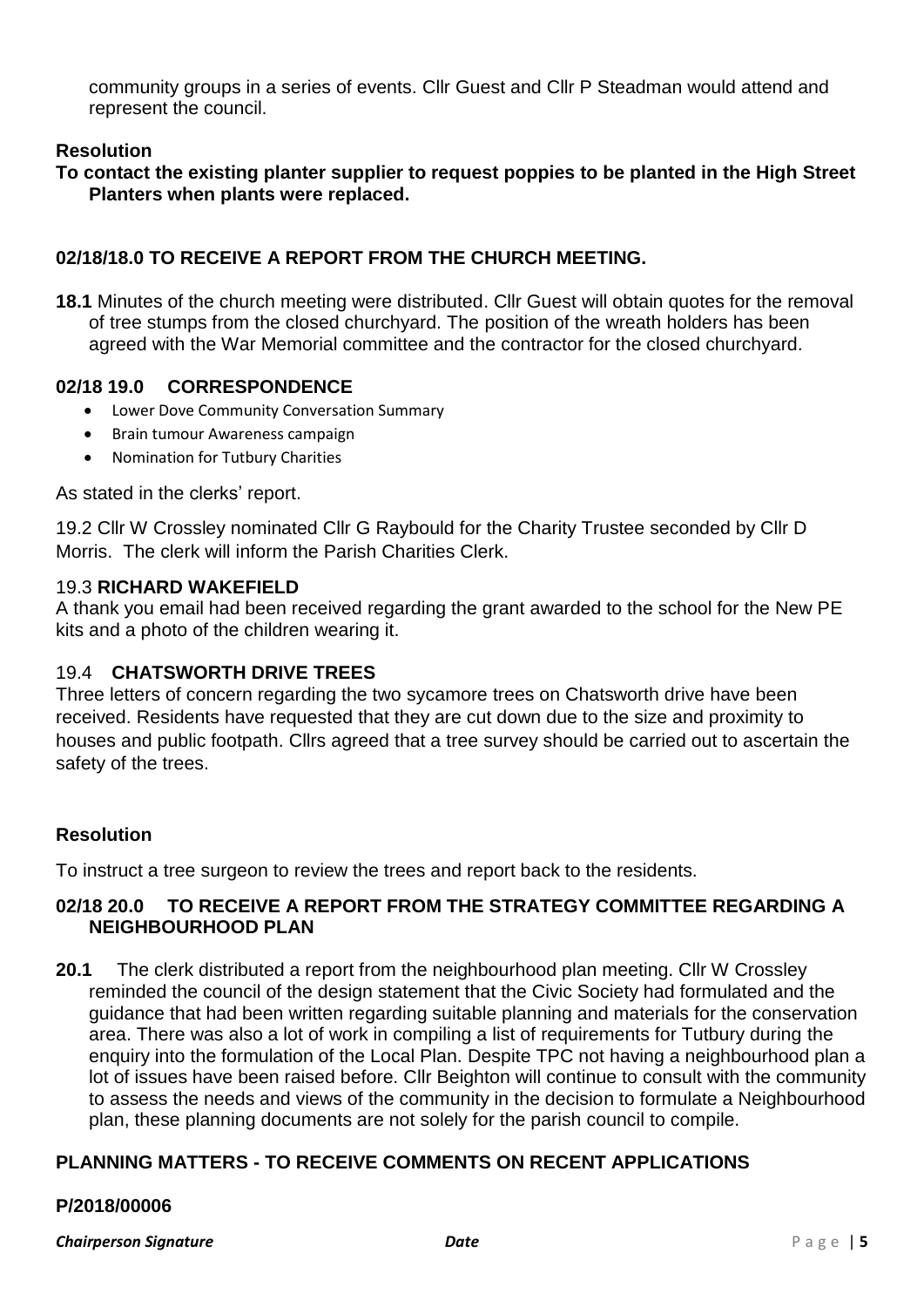community groups in a series of events. Cllr Guest and Cllr P Steadman would attend and represent the council.

**Resolution**

**To contact the existing planter supplier to request poppies to be planted in the High Street Planters when plants were replaced.**

## 02/18/18.0 TO RECEIVE A REPORT FROM THE CHURCH MEETING.

**18.1** Minutes of the church meeting were distributed. Cllr Guest will obtain quotes for the removal of tree stumps from the closed churchyard. The position of the wreath holders has been agreed with the War Memorial committee and the contractor for the closed churchyard.

## 02/18 19.0 CORRESPONDENCE

- Lower Dove Community Conversation Summary
- Brain tumour Awareness campaign
- Nomination for Tutbury Charities

As stated in the clerks' report.

19.2 Cllr W Crossley nominated Cllr G Raybould for the Charity Trustee seconded by Cllr D Morris. The clerk will inform the Parish Charities Clerk.

### 19.3 RICHARD WAKEFIELD

A thank you email had been received regarding the grant awarded to the school for the New PE kits and a photo of the children wearing it.

### 19.4 CHATSWORTH DRIVE TREES

Three letters of concern regarding the two sycamore trees on Chatsworth drive have been received. Residents have requested that they are cut down due to the size and proximity to houses and public footpath. Cllrs agreed that a tree survey should be carried out to ascertain the safety of the trees.

**Resolution**

To instruct a tree surgeon to review the trees and report back to the residents.

## 02/18 20.0 TO RECEIVE A REPORT FROM THE STRATEGY COMMITTEE REGARDING A NEIGHBOURHOOD PLAN

**20.1** The clerk distributed a report from the neighbourhood plan meeting. Cllr W Crossley reminded the council of the design statement that the Civic Society had formulated and the guidance that had been written regarding suitable planning and materials for the conservation area. There was also a lot of work in compiling a list of requirements for Tutbury during the enquiry into the formulation of the Local Plan. Despite TPC not having a neighbourhood plan a lot of issues have been raised before. Cllr Beighton will continue to consult with the community to assess the needs and views of the community in the decision to formulate a Neighbourhood plan, these planning documents are not solely for the parish council to compile.

## PLANNING MATTERS - TO RECEIVE COMMENTS ON RECENT APPLICATIONS

**P/2018/00006**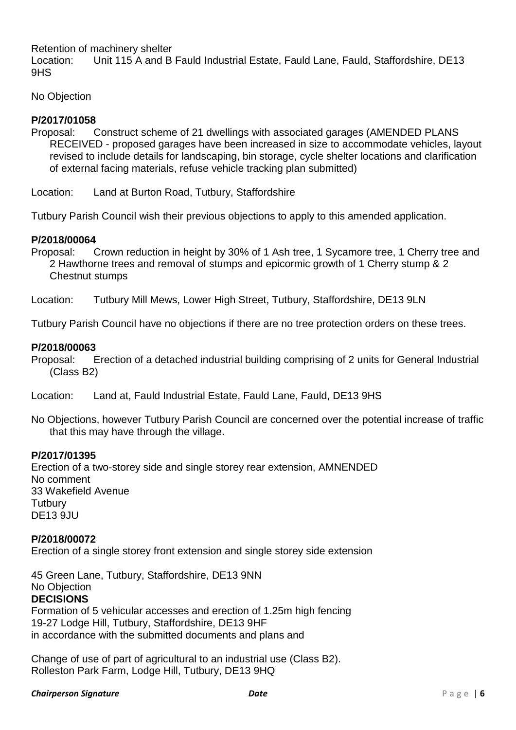Retention of machinery shelter
Location: Unit 115 A and B Fauld Industrial Estate, Fauld Lane, Fauld, Staffordshire, DE13 9HS

No Objection

**P/2017/01058**
Proposal: Construct scheme of 21 dwellings with associated garages (AMENDED PLANS RECEIVED - proposed garages have been increased in size to accommodate vehicles, layout revised to include details for landscaping, bin storage, cycle shelter locations and clarification of external facing materials, refuse vehicle tracking plan submitted)

Location: Land at Burton Road, Tutbury, Staffordshire

Tutbury Parish Council wish their previous objections to apply to this amended application.

**P/2018/00064**
Proposal: Crown reduction in height by 30% of 1 Ash tree, 1 Sycamore tree, 1 Cherry tree and 2 Hawthorne trees and removal of stumps and epicormic growth of 1 Cherry stump & 2 Chestnut stumps

Location: Tutbury Mill Mews, Lower High Street, Tutbury, Staffordshire, DE13 9LN

Tutbury Parish Council have no objections if there are no tree protection orders on these trees.

**P/2018/00063**
Proposal: Erection of a detached industrial building comprising of 2 units for General Industrial (Class B2)

Location: Land at, Fauld Industrial Estate, Fauld Lane, Fauld, DE13 9HS

No Objections, however Tutbury Parish Council are concerned over the potential increase of traffic that this may have through the village.

**P/2017/01395**
Erection of a two-storey side and single storey rear extension, AMNENDED
No comment
33 Wakefield Avenue
Tutbury
DE13 9JU

**P/2018/00072**
Erection of a single storey front extension and single storey side extension

45 Green Lane, Tutbury, Staffordshire, DE13 9NN
No Objection

**DECISIONS**

Formation of 5 vehicular accesses and erection of 1.25m high fencing
19-27 Lodge Hill, Tutbury, Staffordshire, DE13 9HF
in accordance with the submitted documents and plans and

Change of use of part of agricultural to an industrial use (Class B2).
Rolleston Park Farm, Lodge Hill, Tutbury, DE13 9HQ

*Chairperson Signature* *Date*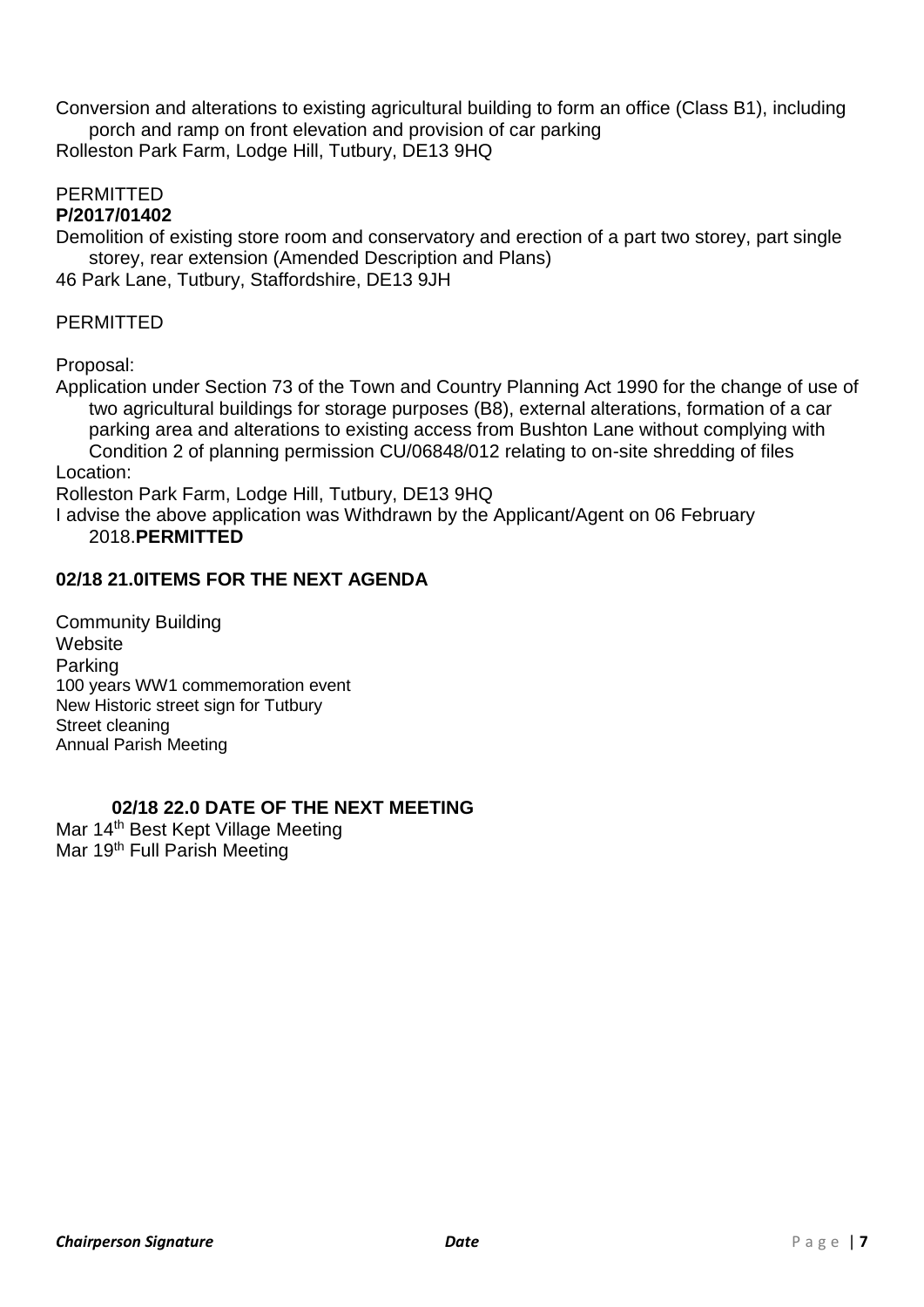Conversion and alterations to existing agricultural building to form an office (Class B1), including porch and ramp on front elevation and provision of car parking
Rolleston Park Farm, Lodge Hill, Tutbury, DE13 9HQ

PERMITTED
**P/2017/01402**
Demolition of existing store room and conservatory and erection of a part two storey, part single storey, rear extension (Amended Description and Plans)
46 Park Lane, Tutbury, Staffordshire, DE13 9JH

PERMITTED

Proposal:
Application under Section 73 of the Town and Country Planning Act 1990 for the change of use of two agricultural buildings for storage purposes (B8), external alterations, formation of a car parking area and alterations to existing access from Bushton Lane without complying with Condition 2 of planning permission CU/06848/012 relating to on-site shredding of files
Location:
Rolleston Park Farm, Lodge Hill, Tutbury, DE13 9HQ
I advise the above application was Withdrawn by the Applicant/Agent on 06 February 2018.**PERMITTED**

**02/18 21.0ITEMS FOR THE NEXT AGENDA**

Community Building
Website
Parking
100 years WW1 commemoration event
New Historic street sign for Tutbury
Street cleaning
Annual Parish Meeting

**02/18 22.0 DATE OF THE NEXT MEETING**
Mar 14th Best Kept Village Meeting
Mar 19th Full Parish Meeting

***Chairperson Signature*** ***Date***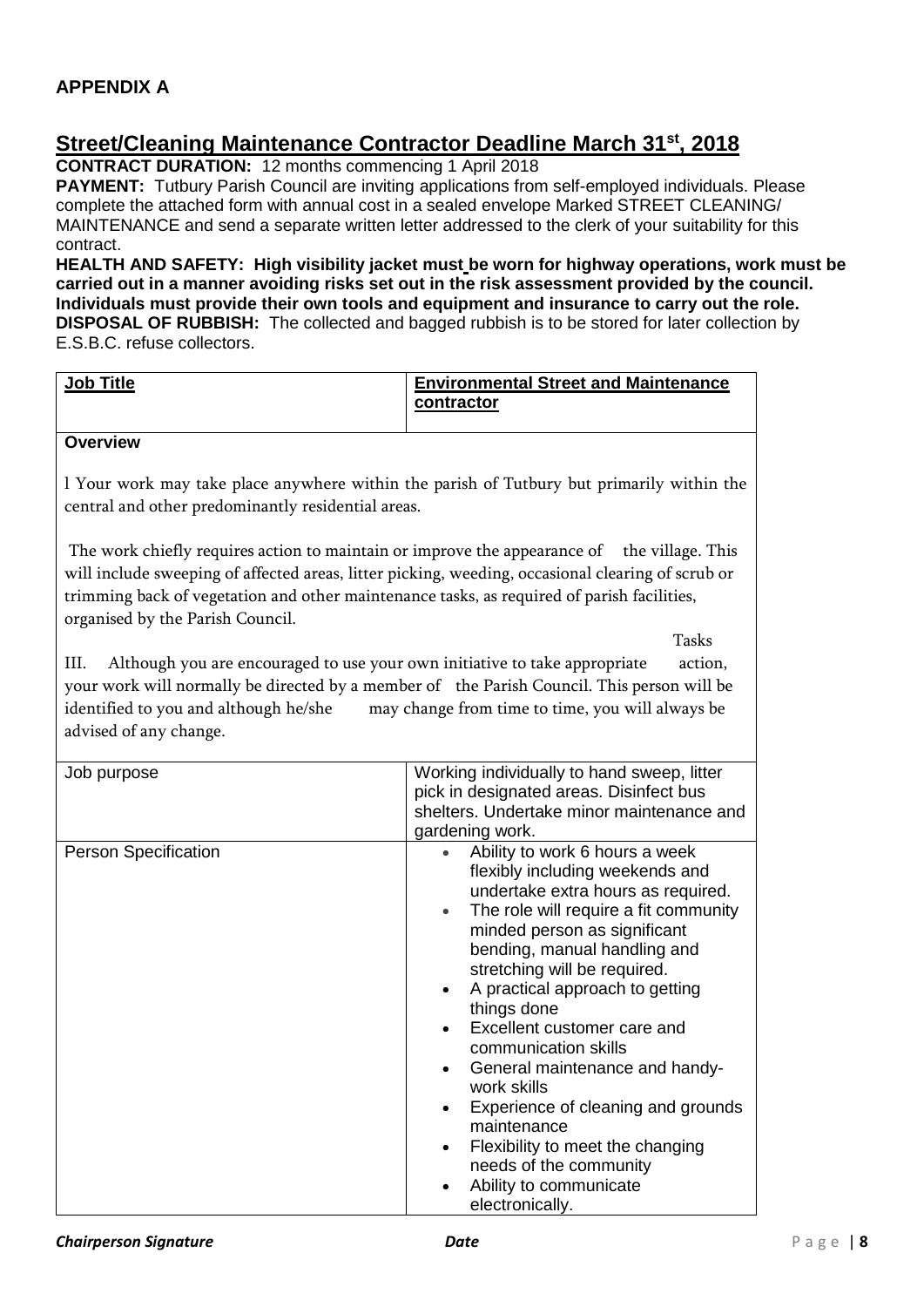### APPENDIX A

## Street/Cleaning Maintenance Contractor Deadline March 31st, 2018

**CONTRACT DURATION:** 12 months commencing 1 April 2018

**PAYMENT:** Tutbury Parish Council are inviting applications from self-employed individuals. Please complete the attached form with annual cost in a sealed envelope Marked STREET CLEANING/ MAINTENANCE and send a separate written letter addressed to the clerk of your suitability for this contract.

**HEALTH AND SAFETY: High visibility jacket must be worn for highway operations, work must be carried out in a manner avoiding risks set out in the risk assessment provided by the council. Individuals must provide their own tools and equipment and insurance to carry out the role.**

**DISPOSAL OF RUBBISH:** The collected and bagged rubbish is to be stored for later collection by E.S.B.C. refuse collectors.

| **Job Title** | **Environmental Street and Maintenance contractor** |
|---|---|
| **Overview**<br><br>l Your work may take place anywhere within the parish of Tutbury but primarily within the central and other predominantly residential areas.<br><br>The work chiefly requires action to maintain or improve the appearance of the village. This will include sweeping of affected areas, litter picking, weeding, occasional clearing of scrub or trimming back of vegetation and other maintenance tasks, as required of parish facilities, organised by the Parish Council.<br><br>Tasks<br><br>III. Although you are encouraged to use your own initiative to take appropriate action, your work will normally be directed by a member of the Parish Council. This person will be identified to you and although he/she may change from time to time, you will always be advised of any change. | |
| Job purpose | Working individually to hand sweep, litter pick in designated areas. Disinfect bus shelters. Undertake minor maintenance and gardening work. |
| Person Specification | • Ability to work 6 hours a week flexibly including weekends and undertake extra hours as required.<br>• The role will require a fit community minded person as significant bending, manual handling and stretching will be required.<br>• A practical approach to getting things done<br>• Excellent customer care and communication skills<br>• General maintenance and handy-work skills<br>• Experience of cleaning and grounds maintenance<br>• Flexibility to meet the changing needs of the community<br>• Ability to communicate electronically. |

***Chairperson Signature*** ***Date***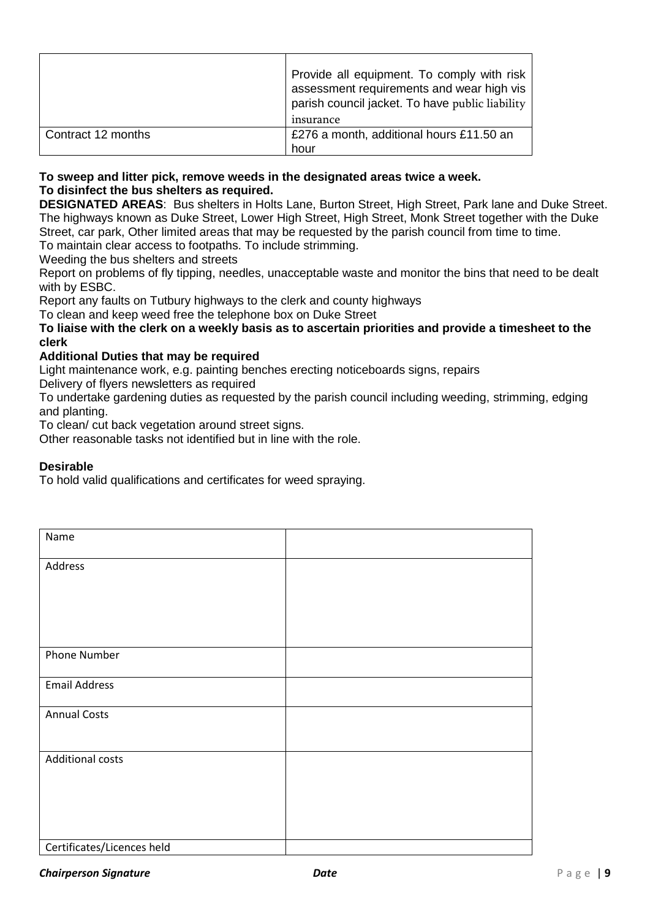|  |  |
|---|---|
|  | Provide all equipment. To comply with risk assessment requirements and wear high vis parish council jacket. To have public liability insurance |
| Contract 12 months | £276 a month, additional hours £11.50 an hour |

**To sweep and litter pick, remove weeds in the designated areas twice a week.**
**To disinfect the bus shelters as required.**

**DESIGNATED AREAS**: Bus shelters in Holts Lane, Burton Street, High Street, Park lane and Duke Street. The highways known as Duke Street, Lower High Street, High Street, Monk Street together with the Duke Street, car park, Other limited areas that may be requested by the parish council from time to time.

To maintain clear access to footpaths. To include strimming.

Weeding the bus shelters and streets

Report on problems of fly tipping, needles, unacceptable waste and monitor the bins that need to be dealt with by ESBC.

Report any faults on Tutbury highways to the clerk and county highways

To clean and keep weed free the telephone box on Duke Street

**To liaise with the clerk on a weekly basis as to ascertain priorities and provide a timesheet to the clerk**

**Additional Duties that may be required**

Light maintenance work, e.g. painting benches erecting noticeboards signs, repairs

Delivery of flyers newsletters as required

To undertake gardening duties as requested by the parish council including weeding, strimming, edging and planting.

To clean/ cut back vegetation around street signs.

Other reasonable tasks not identified but in line with the role.

**Desirable**

To hold valid qualifications and certificates for weed spraying.

| Name |  |
|---|---|
| Address |  |
| Phone Number |  |
| Email Address |  |
| Annual Costs |  |
| Additional costs |  |
| Certificates/Licences held |  |

***Chairperson Signature*** ***Date***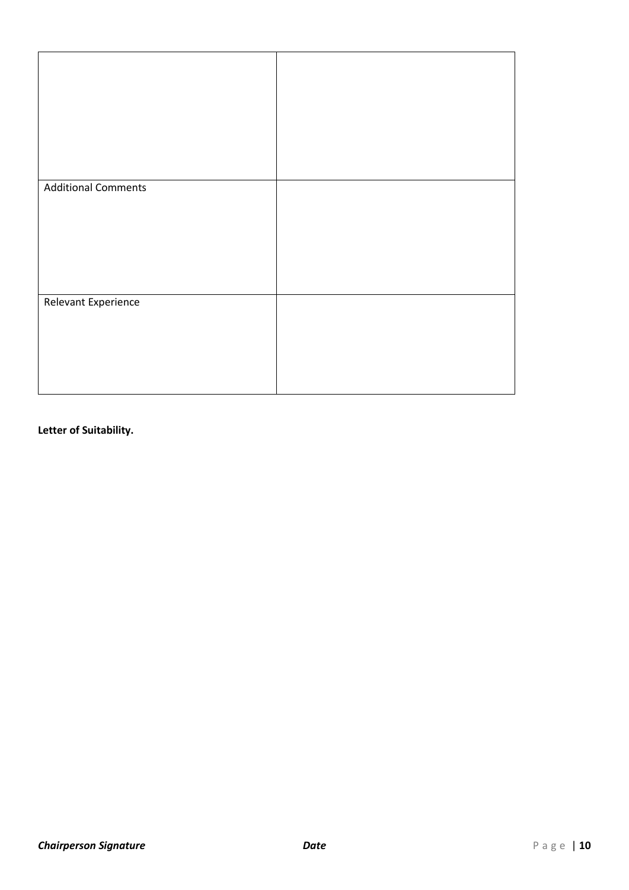| | |
|---|---|
| | |
| Additional Comments | |
| Relevant Experience | |

**Letter of Suitability.**

***Chairperson Signature*** ***Date***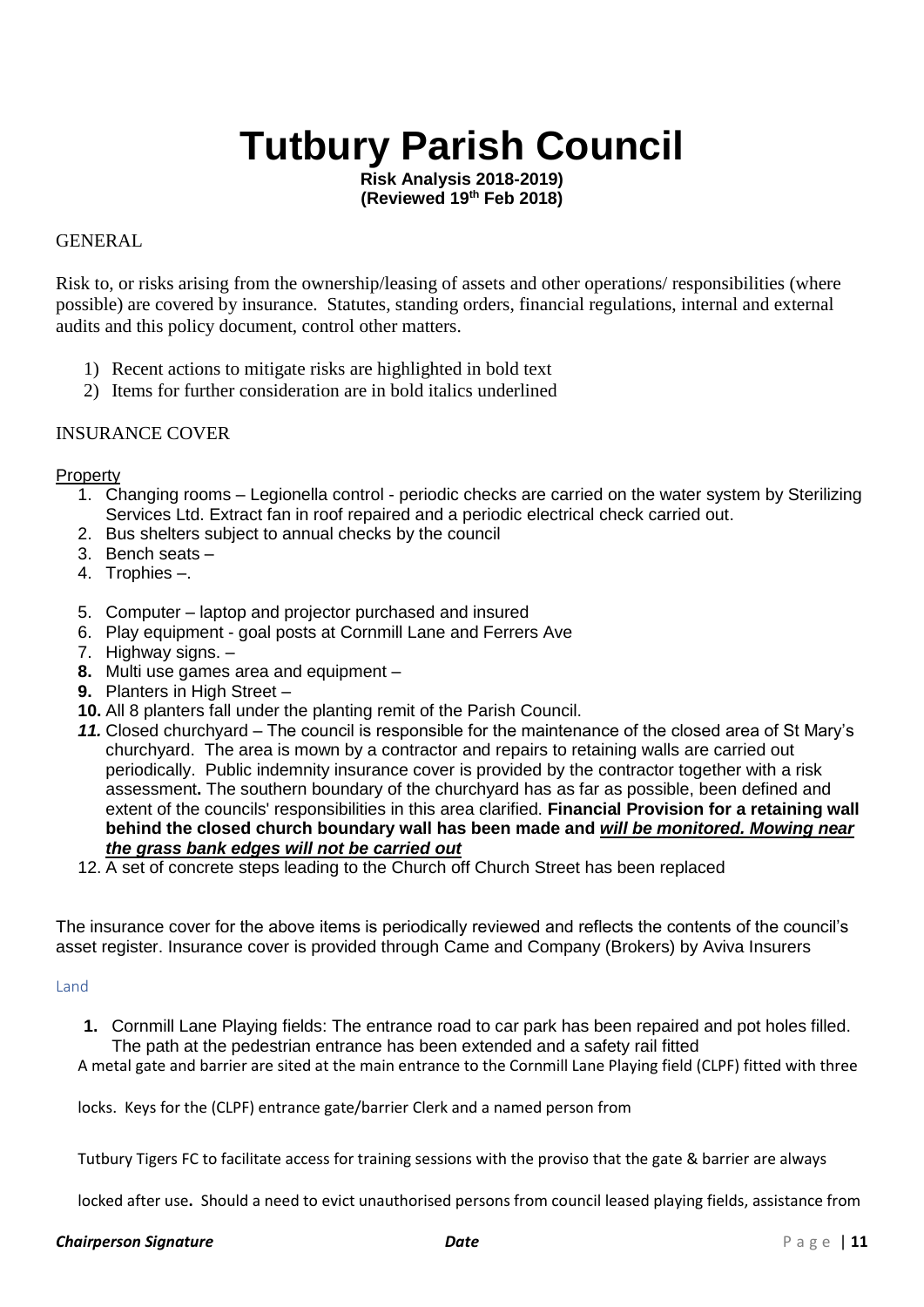# Tutbury Parish Council

**Risk Analysis 2018-2019)**
**(Reviewed 19th Feb 2018)**

GENERAL

Risk to, or risks arising from the ownership/leasing of assets and other operations/ responsibilities (where possible) are covered by insurance. Statutes, standing orders, financial regulations, internal and external audits and this policy document, control other matters.

1) Recent actions to mitigate risks are highlighted in bold text
2) Items for further consideration are in bold italics underlined

INSURANCE COVER

Property

1. Changing rooms – Legionella control - periodic checks are carried on the water system by Sterilizing Services Ltd. Extract fan in roof repaired and a periodic electrical check carried out.
2. Bus shelters subject to annual checks by the council
3. Bench seats –
4. Trophies –.
5. Computer – laptop and projector purchased and insured
6. Play equipment - goal posts at Cornmill Lane and Ferrers Ave
7. Highway signs. –
8. Multi use games area and equipment –
9. Planters in High Street –
10. All 8 planters fall under the planting remit of the Parish Council.
11. Closed churchyard – The council is responsible for the maintenance of the closed area of St Mary's churchyard. The area is mown by a contractor and repairs to retaining walls are carried out periodically. Public indemnity insurance cover is provided by the contractor together with a risk assessment**.** The southern boundary of the churchyard has as far as possible, been defined and extent of the councils' responsibilities in this area clarified. **Financial Provision for a retaining wall behind the closed church boundary wall has been made and *<u>will be monitored. Mowing near the grass bank edges will not be carried out</u>***
12. A set of concrete steps leading to the Church off Church Street has been replaced

The insurance cover for the above items is periodically reviewed and reflects the contents of the council's asset register. Insurance cover is provided through Came and Company (Brokers) by Aviva Insurers

Land

1. Cornmill Lane Playing fields: The entrance road to car park has been repaired and pot holes filled. The path at the pedestrian entrance has been extended and a safety rail fitted

A metal gate and barrier are sited at the main entrance to the Cornmill Lane Playing field (CLPF) fitted with three locks. Keys for the (CLPF) entrance gate/barrier Clerk and a named person from Tutbury Tigers FC to facilitate access for training sessions with the proviso that the gate & barrier are always locked after use**.** Should a need to evict unauthorised persons from council leased playing fields, assistance from

*Chairperson Signature* *Date*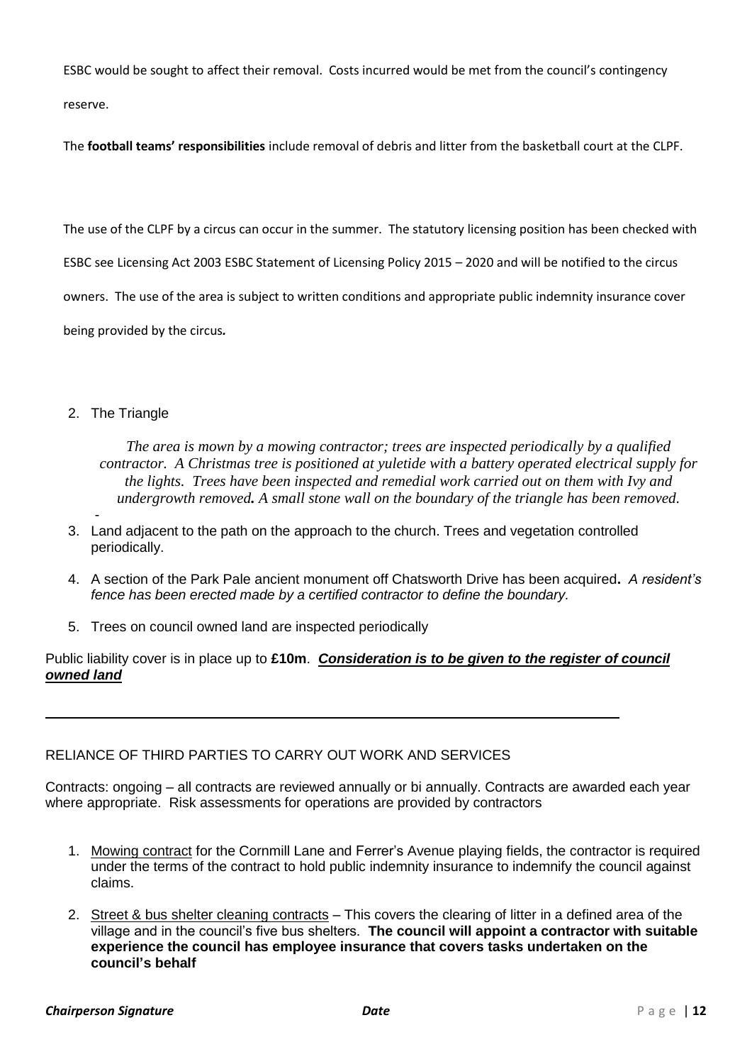ESBC would be sought to affect their removal. Costs incurred would be met from the council's contingency reserve.

The **football teams' responsibilities** include removal of debris and litter from the basketball court at the CLPF.

The use of the CLPF by a circus can occur in the summer. The statutory licensing position has been checked with ESBC see Licensing Act 2003 ESBC Statement of Licensing Policy 2015 – 2020 and will be notified to the circus owners. The use of the area is subject to written conditions and appropriate public indemnity insurance cover being provided by the circus*.*

2. The Triangle

   *The area is mown by a mowing contractor; trees are inspected periodically by a qualified contractor. A Christmas tree is positioned at yuletide with a battery operated electrical supply for the lights. Trees have been inspected and remedial work carried out on them with Ivy and undergrowth removed**.** A small stone wall on the boundary of the triangle has been removed.*

   -

3. Land adjacent to the path on the approach to the church. Trees and vegetation controlled periodically.

4. A section of the Park Pale ancient monument off Chatsworth Drive has been acquired**.** *A resident's fence has been erected made by a certified contractor to define the boundary.*

5. Trees on council owned land are inspected periodically

Public liability cover is in place up to **£10m**. ***Consideration is to be given to the register of council owned land***

---

RELIANCE OF THIRD PARTIES TO CARRY OUT WORK AND SERVICES

Contracts: ongoing – all contracts are reviewed annually or bi annually. Contracts are awarded each year where appropriate. Risk assessments for operations are provided by contractors

1. Mowing contract for the Cornmill Lane and Ferrer's Avenue playing fields, the contractor is required under the terms of the contract to hold public indemnity insurance to indemnify the council against claims.

2. Street & bus shelter cleaning contracts – This covers the clearing of litter in a defined area of the village and in the council's five bus shelters. **The council will appoint a contractor with suitable experience the council has employee insurance that covers tasks undertaken on the council's behalf**

***Chairperson Signature*** ***Date***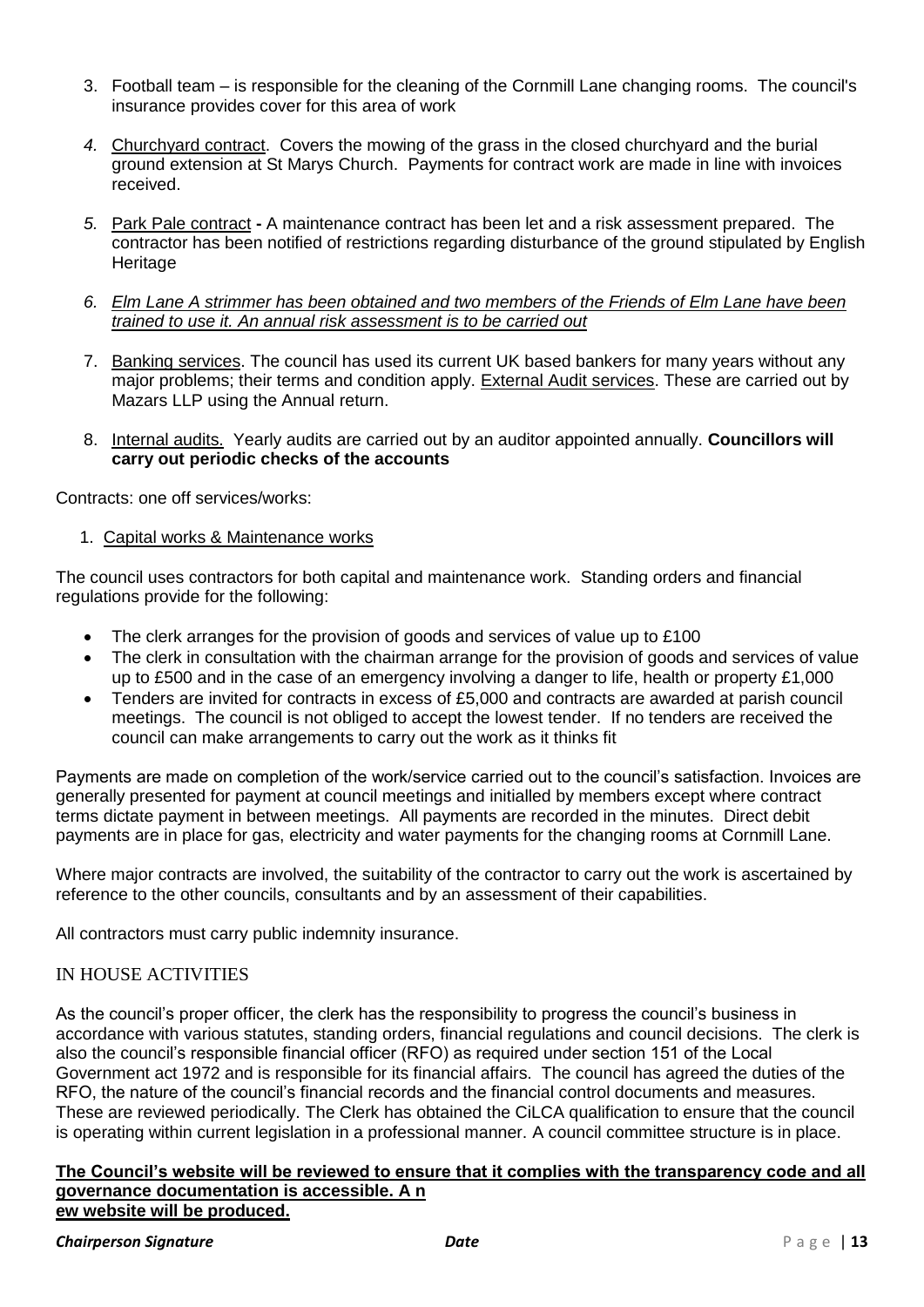3. Football team – is responsible for the cleaning of the Cornmill Lane changing rooms. The council's insurance provides cover for this area of work

4. Churchyard contract. Covers the mowing of the grass in the closed churchyard and the burial ground extension at St Marys Church. Payments for contract work are made in line with invoices received.

5. Park Pale contract **-** A maintenance contract has been let and a risk assessment prepared. The contractor has been notified of restrictions regarding disturbance of the ground stipulated by English Heritage

6. *Elm Lane A strimmer has been obtained and two members of the Friends of Elm Lane have been trained to use it. An annual risk assessment is to be carried out*

7. Banking services. The council has used its current UK based bankers for many years without any major problems; their terms and condition apply. External Audit services. These are carried out by Mazars LLP using the Annual return.

8. Internal audits. Yearly audits are carried out by an auditor appointed annually. **Councillors will carry out periodic checks of the accounts**

Contracts: one off services/works:

1. Capital works & Maintenance works

The council uses contractors for both capital and maintenance work. Standing orders and financial regulations provide for the following:

- The clerk arranges for the provision of goods and services of value up to £100
- The clerk in consultation with the chairman arrange for the provision of goods and services of value up to £500 and in the case of an emergency involving a danger to life, health or property £1,000
- Tenders are invited for contracts in excess of £5,000 and contracts are awarded at parish council meetings. The council is not obliged to accept the lowest tender. If no tenders are received the council can make arrangements to carry out the work as it thinks fit

Payments are made on completion of the work/service carried out to the council's satisfaction. Invoices are generally presented for payment at council meetings and initialled by members except where contract terms dictate payment in between meetings. All payments are recorded in the minutes. Direct debit payments are in place for gas, electricity and water payments for the changing rooms at Cornmill Lane.

Where major contracts are involved, the suitability of the contractor to carry out the work is ascertained by reference to the other councils, consultants and by an assessment of their capabilities.

All contractors must carry public indemnity insurance.

## IN HOUSE ACTIVITIES

As the council's proper officer, the clerk has the responsibility to progress the council's business in accordance with various statutes, standing orders, financial regulations and council decisions. The clerk is also the council's responsible financial officer (RFO) as required under section 151 of the Local Government act 1972 and is responsible for its financial affairs. The council has agreed the duties of the RFO, the nature of the council's financial records and the financial control documents and measures. These are reviewed periodically. The Clerk has obtained the CiLCA qualification to ensure that the council is operating within current legislation in a professional manner. A council committee structure is in place.

**The Council's website will be reviewed to ensure that it complies with the transparency code and all governance documentation is accessible. A new website will be produced.**

***Chairperson Signature*** ***Date***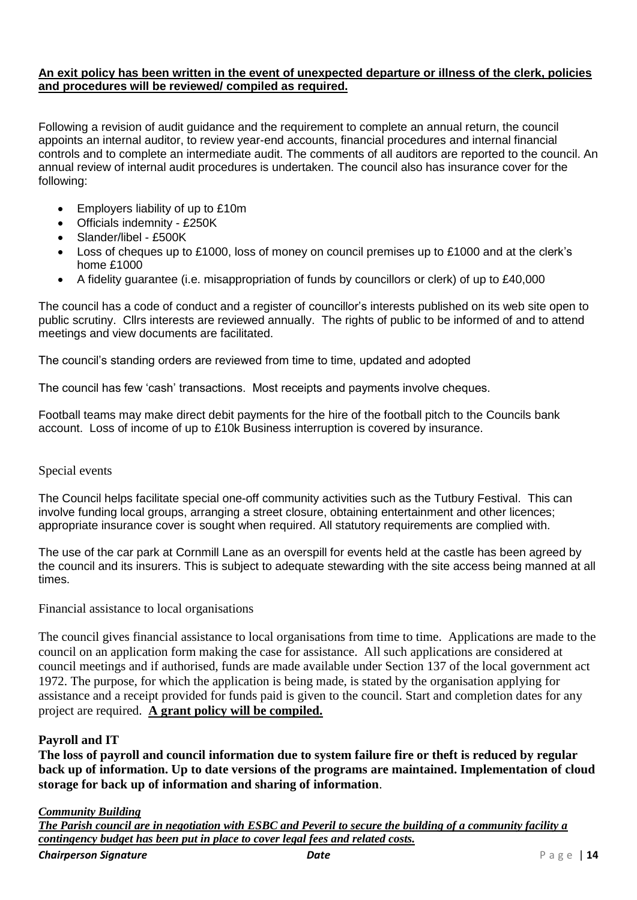**An exit policy has been written in the event of unexpected departure or illness of the clerk, policies and procedures will be reviewed/ compiled as required.**

Following a revision of audit guidance and the requirement to complete an annual return, the council appoints an internal auditor, to review year-end accounts, financial procedures and internal financial controls and to complete an intermediate audit. The comments of all auditors are reported to the council. An annual review of internal audit procedures is undertaken. The council also has insurance cover for the following:

- Employers liability of up to £10m
- Officials indemnity - £250K
- Slander/libel - £500K
- Loss of cheques up to £1000, loss of money on council premises up to £1000 and at the clerk's home £1000
- A fidelity guarantee (i.e. misappropriation of funds by councillors or clerk) of up to £40,000

The council has a code of conduct and a register of councillor's interests published on its web site open to public scrutiny. Cllrs interests are reviewed annually. The rights of public to be informed of and to attend meetings and view documents are facilitated.

The council's standing orders are reviewed from time to time, updated and adopted

The council has few 'cash' transactions. Most receipts and payments involve cheques.

Football teams may make direct debit payments for the hire of the football pitch to the Councils bank account. Loss of income of up to £10k Business interruption is covered by insurance.

Special events

The Council helps facilitate special one-off community activities such as the Tutbury Festival. This can involve funding local groups, arranging a street closure, obtaining entertainment and other licences; appropriate insurance cover is sought when required. All statutory requirements are complied with.

The use of the car park at Cornmill Lane as an overspill for events held at the castle has been agreed by the council and its insurers. This is subject to adequate stewarding with the site access being manned at all times.

Financial assistance to local organisations

The council gives financial assistance to local organisations from time to time. Applications are made to the council on an application form making the case for assistance. All such applications are considered at council meetings and if authorised, funds are made available under Section 137 of the local government act 1972. The purpose, for which the application is being made, is stated by the organisation applying for assistance and a receipt provided for funds paid is given to the council. Start and completion dates for any project are required. **A grant policy will be compiled.**

**Payroll and IT**

**The loss of payroll and council information due to system failure fire or theft is reduced by regular back up of information. Up to date versions of the programs are maintained. Implementation of cloud storage for back up of information and sharing of information**.

***Community Building***

***The Parish council are in negotiation with ESBC and Peveril to secure the building of a community facility a contingency budget has been put in place to cover legal fees and related costs.***

***Chairperson Signature*** ***Date***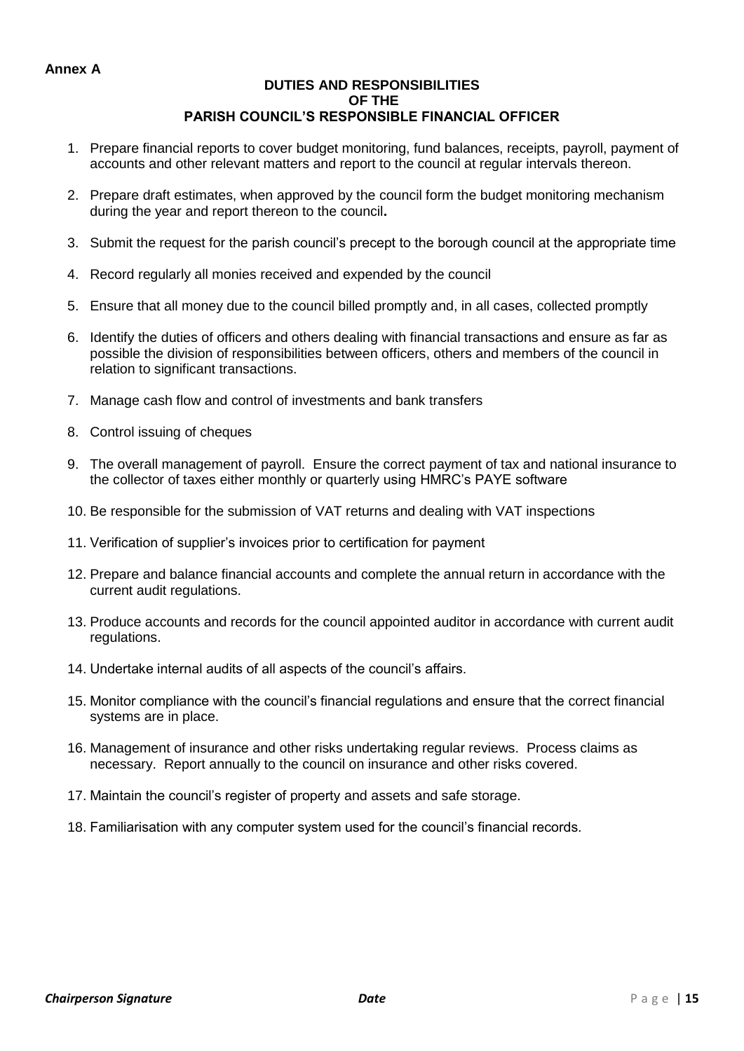**Annex A**

## DUTIES AND RESPONSIBILITIES OF THE PARISH COUNCIL'S RESPONSIBLE FINANCIAL OFFICER

1. Prepare financial reports to cover budget monitoring, fund balances, receipts, payroll, payment of accounts and other relevant matters and report to the council at regular intervals thereon.
2. Prepare draft estimates, when approved by the council form the budget monitoring mechanism during the year and report thereon to the council**.**
3. Submit the request for the parish council's precept to the borough council at the appropriate time
4. Record regularly all monies received and expended by the council
5. Ensure that all money due to the council billed promptly and, in all cases, collected promptly
6. Identify the duties of officers and others dealing with financial transactions and ensure as far as possible the division of responsibilities between officers, others and members of the council in relation to significant transactions.
7. Manage cash flow and control of investments and bank transfers
8. Control issuing of cheques
9. The overall management of payroll. Ensure the correct payment of tax and national insurance to the collector of taxes either monthly or quarterly using HMRC's PAYE software
10. Be responsible for the submission of VAT returns and dealing with VAT inspections
11. Verification of supplier's invoices prior to certification for payment
12. Prepare and balance financial accounts and complete the annual return in accordance with the current audit regulations.
13. Produce accounts and records for the council appointed auditor in accordance with current audit regulations.
14. Undertake internal audits of all aspects of the council's affairs.
15. Monitor compliance with the council's financial regulations and ensure that the correct financial systems are in place.
16. Management of insurance and other risks undertaking regular reviews. Process claims as necessary. Report annually to the council on insurance and other risks covered.
17. Maintain the council's register of property and assets and safe storage.
18. Familiarisation with any computer system used for the council's financial records.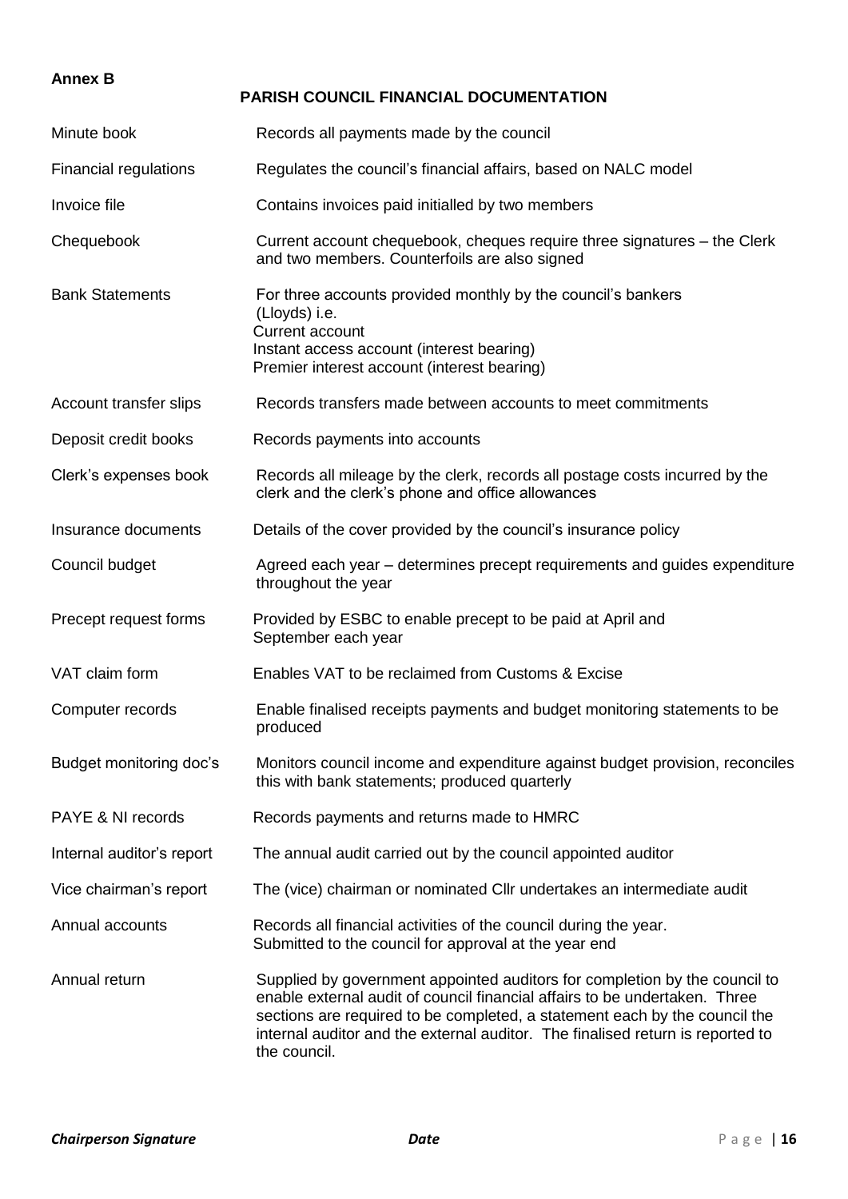**Annex B**

**PARISH COUNCIL FINANCIAL DOCUMENTATION**

| | |
|---|---|
| Minute book | Records all payments made by the council |
| Financial regulations | Regulates the council's financial affairs, based on NALC model |
| Invoice file | Contains invoices paid initialled by two members |
| Chequebook | Current account chequebook, cheques require three signatures – the Clerk and two members. Counterfoils are also signed |
| Bank Statements | For three accounts provided monthly by the council's bankers (Lloyds) i.e.<br>Current account<br>Instant access account (interest bearing)<br>Premier interest account (interest bearing) |
| Account transfer slips | Records transfers made between accounts to meet commitments |
| Deposit credit books | Records payments into accounts |
| Clerk's expenses book | Records all mileage by the clerk, records all postage costs incurred by the clerk and the clerk's phone and office allowances |
| Insurance documents | Details of the cover provided by the council's insurance policy |
| Council budget | Agreed each year – determines precept requirements and guides expenditure throughout the year |
| Precept request forms | Provided by ESBC to enable precept to be paid at April and September each year |
| VAT claim form | Enables VAT to be reclaimed from Customs & Excise |
| Computer records | Enable finalised receipts payments and budget monitoring statements to be produced |
| Budget monitoring doc's | Monitors council income and expenditure against budget provision, reconciles this with bank statements; produced quarterly |
| PAYE & NI records | Records payments and returns made to HMRC |
| Internal auditor's report | The annual audit carried out by the council appointed auditor |
| Vice chairman's report | The (vice) chairman or nominated Cllr undertakes an intermediate audit |
| Annual accounts | Records all financial activities of the council during the year. Submitted to the council for approval at the year end |
| Annual return | Supplied by government appointed auditors for completion by the council to enable external audit of council financial affairs to be undertaken. Three sections are required to be completed, a statement each by the council the internal auditor and the external auditor. The finalised return is reported to the council. |

***Chairperson Signature*** ***Date***